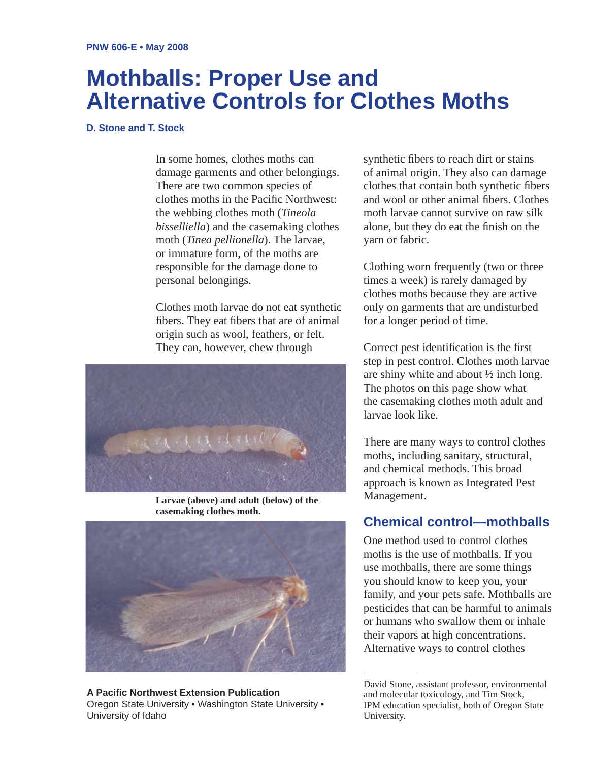PNW 606-E • May 2008

# Mothballs: Proper Use and Alternative Controls for Clothes Moths

**D. Stone and T. Stock**

In some homes, clothes moths can damage garments and other belongings. There are two common species of clothes moths in the Pacific Northwest: the webbing clothes moth (*Tineola bisselliella*) and the casemaking clothes moth (*Tinea pellionella*). The larvae, or immature form, of the moths are responsible for the damage done to personal belongings.

Clothes moth larvae do not eat synthetic fibers. They eat fibers that are of animal origin such as wool, feathers, or felt. They can, however, chew through synthetic fibers to reach dirt or stains of animal origin. They also can damage clothes that contain both synthetic fibers and wool or other animal fibers. Clothes moth larvae cannot survive on raw silk alone, but they do eat the finish on the yarn or fabric.

**Larvae (above) and adult (below) of the casemaking clothes moth.**

Clothing worn frequently (two or three times a week) is rarely damaged by clothes moths because they are active only on garments that are undisturbed for a longer period of time.

Correct pest identification is the first step in pest control. Clothes moth larvae are shiny white and about ½ inch long. The photos on this page show what the casemaking clothes moth adult and larvae look like.

There are many ways to control clothes moths, including sanitary, structural, and chemical methods. This broad approach is known as Integrated Pest Management.

## Chemical control—mothballs

One method used to control clothes moths is the use of mothballs. If you use mothballs, there are some things you should know to keep you, your family, and your pets safe. Mothballs are pesticides that can be harmful to animals or humans who swallow them or inhale their vapors at high concentrations. Alternative ways to control clothes

---

David Stone, assistant professor, environmental and molecular toxicology, and Tim Stock, IPM education specialist, both of Oregon State University.

**A Pacific Northwest Extension Publication**
Oregon State University • Washington State University • University of Idaho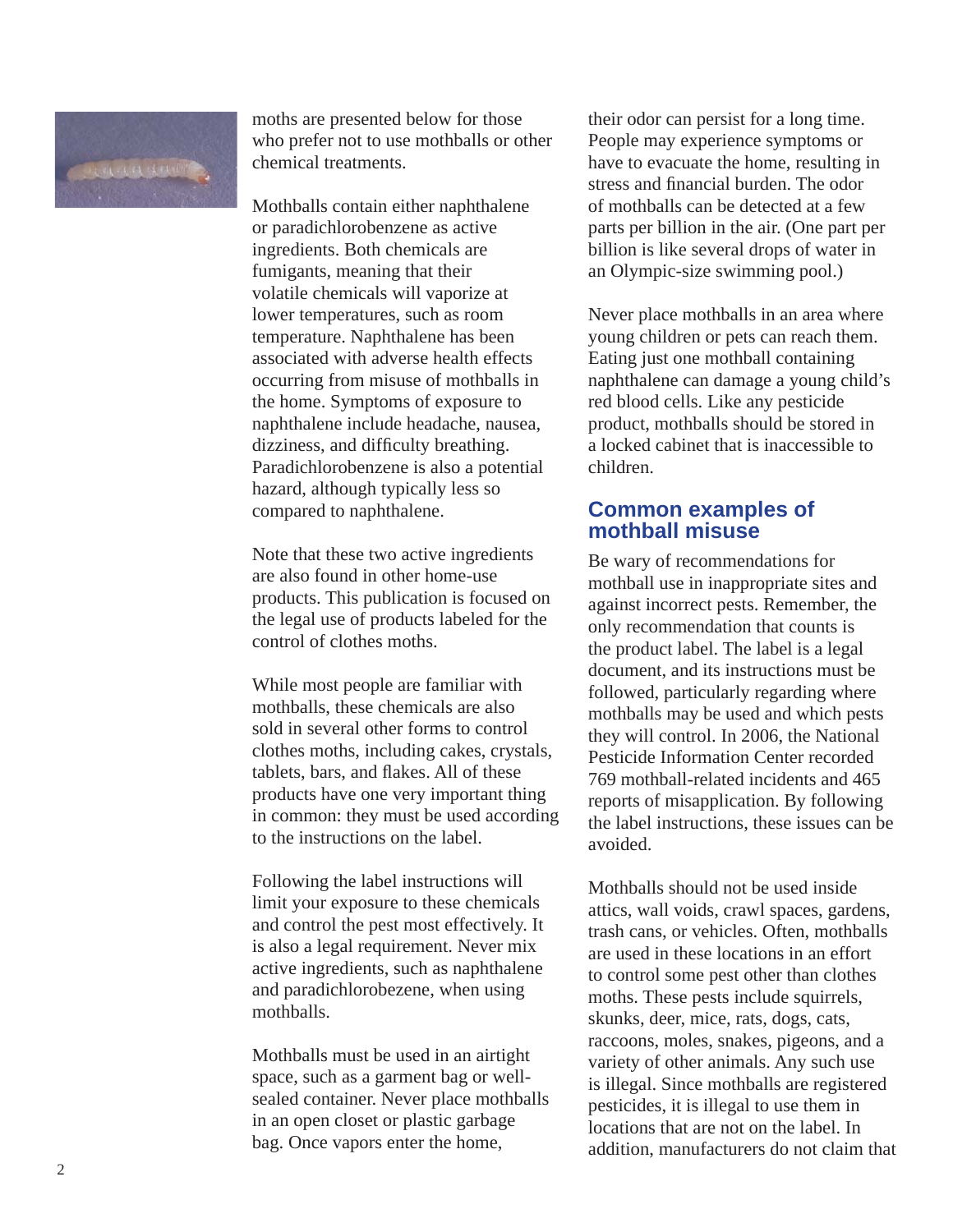moths are presented below for those who prefer not to use mothballs or other chemical treatments.

Mothballs contain either naphthalene or paradichlorobenzene as active ingredients. Both chemicals are fumigants, meaning that their volatile chemicals will vaporize at lower temperatures, such as room temperature. Naphthalene has been associated with adverse health effects occurring from misuse of mothballs in the home. Symptoms of exposure to naphthalene include headache, nausea, dizziness, and difficulty breathing. Paradichlorobenzene is also a potential hazard, although typically less so compared to naphthalene.

Note that these two active ingredients are also found in other home-use products. This publication is focused on the legal use of products labeled for the control of clothes moths.

While most people are familiar with mothballs, these chemicals are also sold in several other forms to control clothes moths, including cakes, crystals, tablets, bars, and flakes. All of these products have one very important thing in common: they must be used according to the instructions on the label.

Following the label instructions will limit your exposure to these chemicals and control the pest most effectively. It is also a legal requirement. Never mix active ingredients, such as naphthalene and paradichlorobezene, when using mothballs.

Mothballs must be used in an airtight space, such as a garment bag or well-sealed container. Never place mothballs in an open closet or plastic garbage bag. Once vapors enter the home, their odor can persist for a long time. People may experience symptoms or have to evacuate the home, resulting in stress and financial burden. The odor of mothballs can be detected at a few parts per billion in the air. (One part per billion is like several drops of water in an Olympic-size swimming pool.)

Never place mothballs in an area where young children or pets can reach them. Eating just one mothball containing naphthalene can damage a young child's red blood cells. Like any pesticide product, mothballs should be stored in a locked cabinet that is inaccessible to children.

## Common examples of mothball misuse

Be wary of recommendations for mothball use in inappropriate sites and against incorrect pests. Remember, the only recommendation that counts is the product label. The label is a legal document, and its instructions must be followed, particularly regarding where mothballs may be used and which pests they will control. In 2006, the National Pesticide Information Center recorded 769 mothball-related incidents and 465 reports of misapplication. By following the label instructions, these issues can be avoided.

Mothballs should not be used inside attics, wall voids, crawl spaces, gardens, trash cans, or vehicles. Often, mothballs are used in these locations in an effort to control some pest other than clothes moths. These pests include squirrels, skunks, deer, mice, rats, dogs, cats, raccoons, moles, snakes, pigeons, and a variety of other animals. Any such use is illegal. Since mothballs are registered pesticides, it is illegal to use them in locations that are not on the label. In addition, manufacturers do not claim that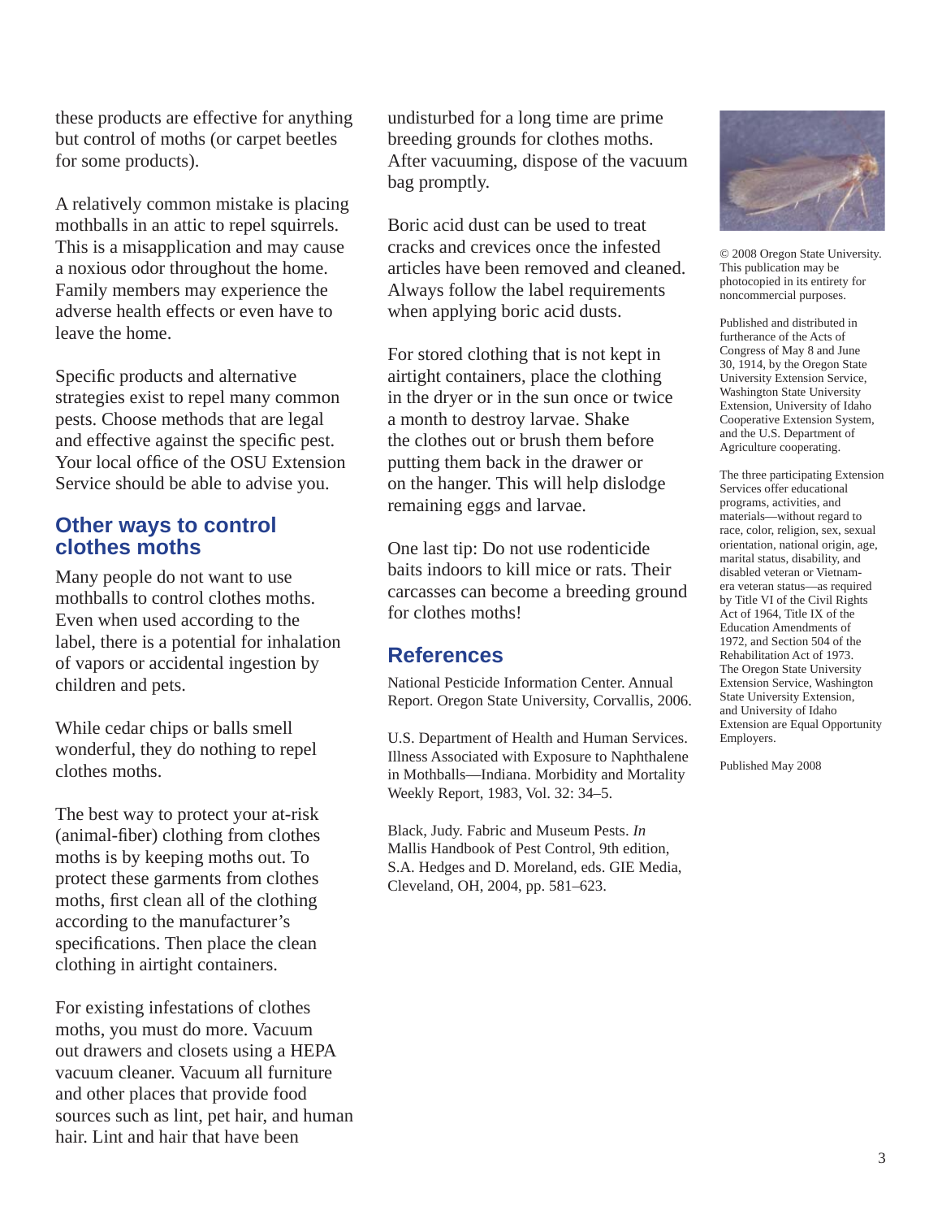these products are effective for anything but control of moths (or carpet beetles for some products).

A relatively common mistake is placing mothballs in an attic to repel squirrels. This is a misapplication and may cause a noxious odor throughout the home. Family members may experience the adverse health effects or even have to leave the home.

Specific products and alternative strategies exist to repel many common pests. Choose methods that are legal and effective against the specific pest. Your local office of the OSU Extension Service should be able to advise you.

## Other ways to control clothes moths

Many people do not want to use mothballs to control clothes moths. Even when used according to the label, there is a potential for inhalation of vapors or accidental ingestion by children and pets.

While cedar chips or balls smell wonderful, they do nothing to repel clothes moths.

The best way to protect your at-risk (animal-fiber) clothing from clothes moths is by keeping moths out. To protect these garments from clothes moths, first clean all of the clothing according to the manufacturer's specifications. Then place the clean clothing in airtight containers.

For existing infestations of clothes moths, you must do more. Vacuum out drawers and closets using a HEPA vacuum cleaner. Vacuum all furniture and other places that provide food sources such as lint, pet hair, and human hair. Lint and hair that have been undisturbed for a long time are prime breeding grounds for clothes moths. After vacuuming, dispose of the vacuum bag promptly.

Boric acid dust can be used to treat cracks and crevices once the infested articles have been removed and cleaned. Always follow the label requirements when applying boric acid dusts.

For stored clothing that is not kept in airtight containers, place the clothing in the dryer or in the sun once or twice a month to destroy larvae. Shake the clothes out or brush them before putting them back in the drawer or on the hanger. This will help dislodge remaining eggs and larvae.

One last tip: Do not use rodenticide baits indoors to kill mice or rats. Their carcasses can become a breeding ground for clothes moths!

## References

National Pesticide Information Center. Annual Report. Oregon State University, Corvallis, 2006.

U.S. Department of Health and Human Services. Illness Associated with Exposure to Naphthalene in Mothballs—Indiana. Morbidity and Mortality Weekly Report, 1983, Vol. 32: 34–5.

Black, Judy. Fabric and Museum Pests. *In* Mallis Handbook of Pest Control, 9th edition, S.A. Hedges and D. Moreland, eds. GIE Media, Cleveland, OH, 2004, pp. 581–623.

© 2008 Oregon State University. This publication may be photocopied in its entirety for noncommercial purposes.

Published and distributed in furtherance of the Acts of Congress of May 8 and June 30, 1914, by the Oregon State University Extension Service, Washington State University Extension, University of Idaho Cooperative Extension System, and the U.S. Department of Agriculture cooperating.

The three participating Extension Services offer educational programs, activities, and materials—without regard to race, color, religion, sex, sexual orientation, national origin, age, marital status, disability, and disabled veteran or Vietnam-era veteran status—as required by Title VI of the Civil Rights Act of 1964, Title IX of the Education Amendments of 1972, and Section 504 of the Rehabilitation Act of 1973. The Oregon State University Extension Service, Washington State University Extension, and University of Idaho Extension are Equal Opportunity Employers.

Published May 2008